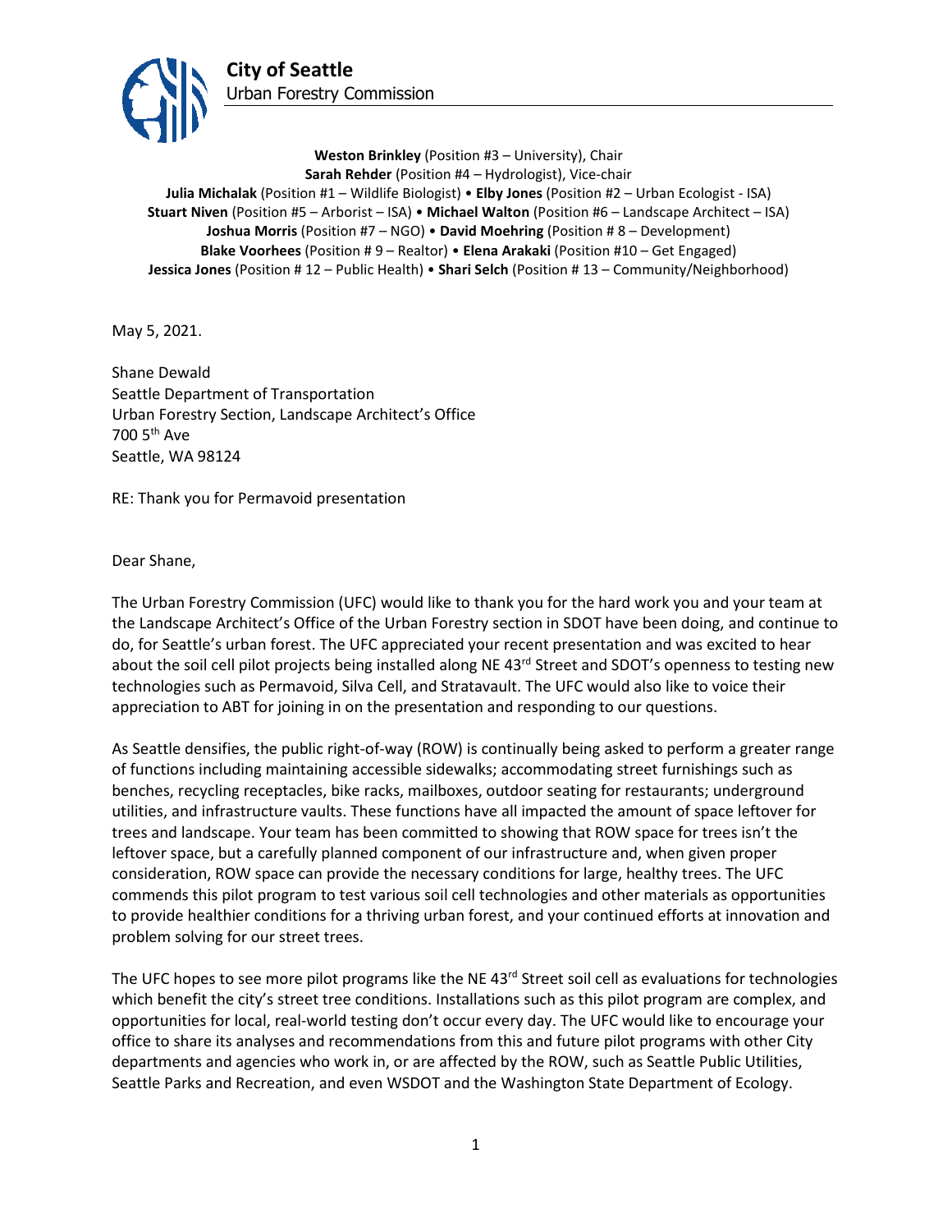**City of Seattle**
Urban Forestry Commission

**Weston Brinkley** (Position #3 – University), Chair
**Sarah Rehder** (Position #4 – Hydrologist), Vice-chair
**Julia Michalak** (Position #1 – Wildlife Biologist) • **Elby Jones** (Position #2 – Urban Ecologist - ISA)
**Stuart Niven** (Position #5 – Arborist – ISA) • **Michael Walton** (Position #6 – Landscape Architect – ISA)
**Joshua Morris** (Position #7 – NGO) • **David Moehring** (Position # 8 – Development)
**Blake Voorhees** (Position # 9 – Realtor) • **Elena Arakaki** (Position #10 – Get Engaged)
**Jessica Jones** (Position # 12 – Public Health) • **Shari Selch** (Position # 13 – Community/Neighborhood)

May 5, 2021.

Shane Dewald
Seattle Department of Transportation
Urban Forestry Section, Landscape Architect's Office
700 5th Ave
Seattle, WA 98124

RE: Thank you for Permavoid presentation

Dear Shane,

The Urban Forestry Commission (UFC) would like to thank you for the hard work you and your team at the Landscape Architect's Office of the Urban Forestry section in SDOT have been doing, and continue to do, for Seattle's urban forest. The UFC appreciated your recent presentation and was excited to hear about the soil cell pilot projects being installed along NE 43rd Street and SDOT's openness to testing new technologies such as Permavoid, Silva Cell, and Stratavault. The UFC would also like to voice their appreciation to ABT for joining in on the presentation and responding to our questions.

As Seattle densifies, the public right-of-way (ROW) is continually being asked to perform a greater range of functions including maintaining accessible sidewalks; accommodating street furnishings such as benches, recycling receptacles, bike racks, mailboxes, outdoor seating for restaurants; underground utilities, and infrastructure vaults. These functions have all impacted the amount of space leftover for trees and landscape. Your team has been committed to showing that ROW space for trees isn't the leftover space, but a carefully planned component of our infrastructure and, when given proper consideration, ROW space can provide the necessary conditions for large, healthy trees. The UFC commends this pilot program to test various soil cell technologies and other materials as opportunities to provide healthier conditions for a thriving urban forest, and your continued efforts at innovation and problem solving for our street trees.

The UFC hopes to see more pilot programs like the NE 43rd Street soil cell as evaluations for technologies which benefit the city's street tree conditions. Installations such as this pilot program are complex, and opportunities for local, real-world testing don't occur every day. The UFC would like to encourage your office to share its analyses and recommendations from this and future pilot programs with other City departments and agencies who work in, or are affected by the ROW, such as Seattle Public Utilities, Seattle Parks and Recreation, and even WSDOT and the Washington State Department of Ecology.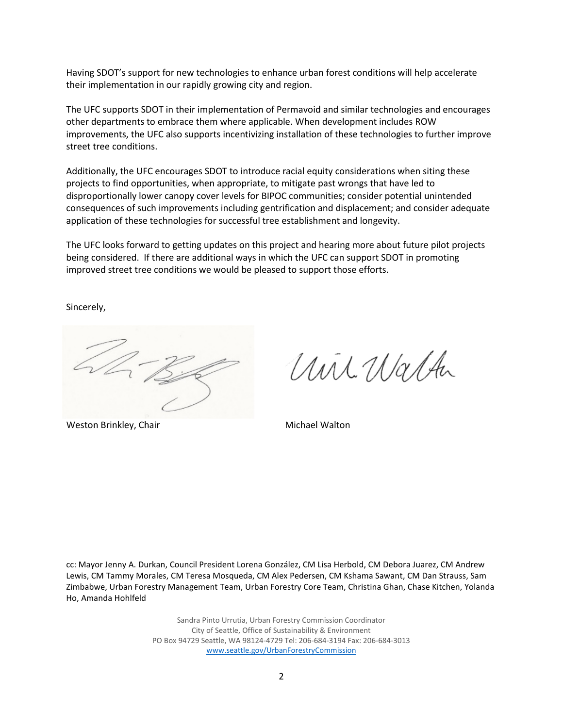Having SDOT's support for new technologies to enhance urban forest conditions will help accelerate their implementation in our rapidly growing city and region.

The UFC supports SDOT in their implementation of Permavoid and similar technologies and encourages other departments to embrace them where applicable. When development includes ROW improvements, the UFC also supports incentivizing installation of these technologies to further improve street tree conditions.

Additionally, the UFC encourages SDOT to introduce racial equity considerations when siting these projects to find opportunities, when appropriate, to mitigate past wrongs that have led to disproportionally lower canopy cover levels for BIPOC communities; consider potential unintended consequences of such improvements including gentrification and displacement; and consider adequate application of these technologies for successful tree establishment and longevity.

The UFC looks forward to getting updates on this project and hearing more about future pilot projects being considered. If there are additional ways in which the UFC can support SDOT in promoting improved street tree conditions we would be pleased to support those efforts.

Sincerely,

Weston Brinkley, Chair

Michael Walton

cc: Mayor Jenny A. Durkan, Council President Lorena González, CM Lisa Herbold, CM Debora Juarez, CM Andrew Lewis, CM Tammy Morales, CM Teresa Mosqueda, CM Alex Pedersen, CM Kshama Sawant, CM Dan Strauss, Sam Zimbabwe, Urban Forestry Management Team, Urban Forestry Core Team, Christina Ghan, Chase Kitchen, Yolanda Ho, Amanda Hohlfeld

Sandra Pinto Urrutia, Urban Forestry Commission Coordinator
City of Seattle, Office of Sustainability & Environment
PO Box 94729 Seattle, WA 98124-4729 Tel: 206-684-3194 Fax: 206-684-3013
www.seattle.gov/UrbanForestryCommission